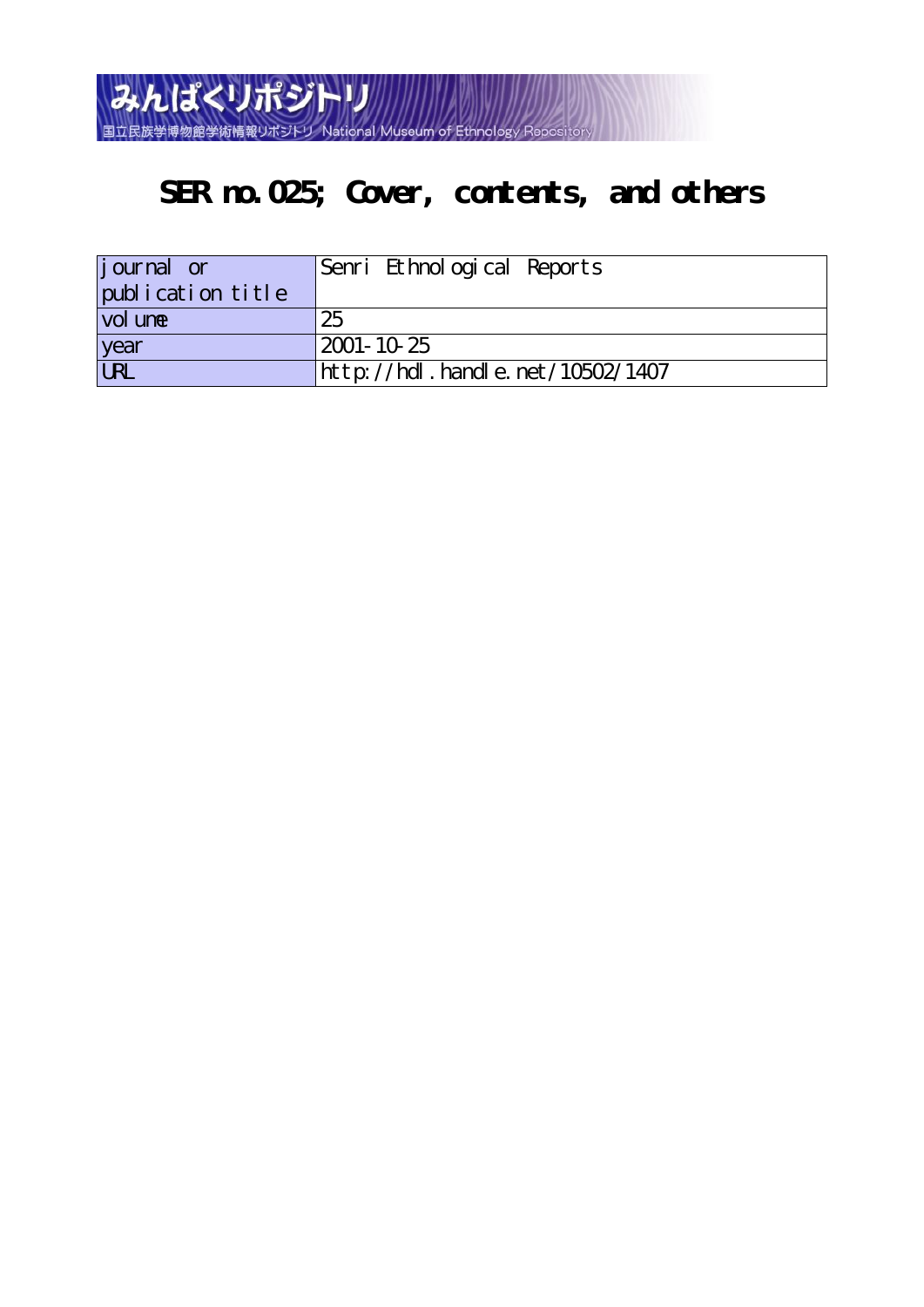みんぱくリポジトリ
国立民族学博物館学術情報リポジトリ National Museum of Ethnology Repository

# SER no.025; Cover, contents, and others

| journal or publication title | Senri Ethnological Reports |
|---|---|
| volume | 25 |
| year | 2001-10-25 |
| URL | http://hdl.handle.net/10502/1407 |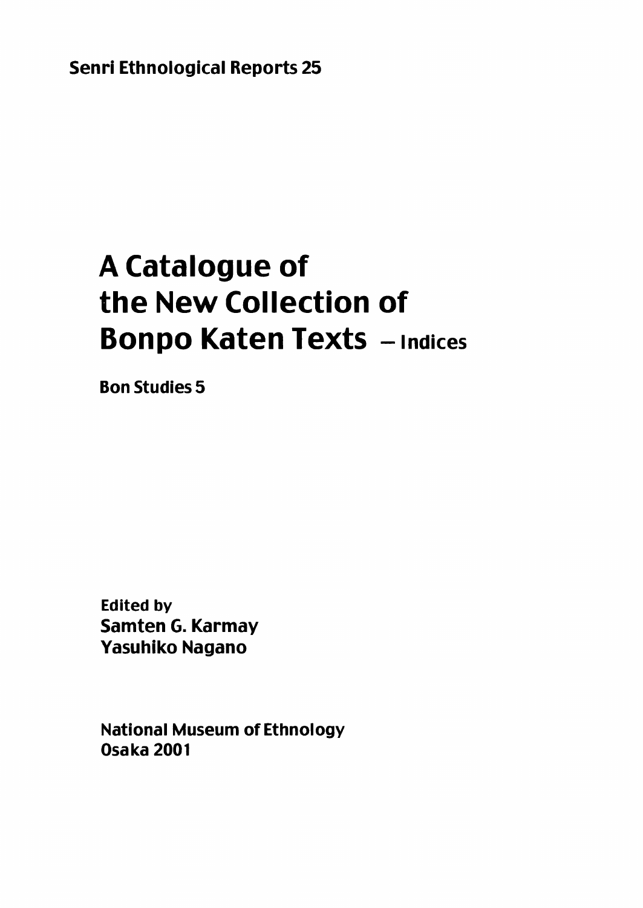Senri Ethnological Reports 25

# A Catalogue of the New Collection of Bonpo Katen Texts — Indices

Bon Studies 5

Edited by

**Samten G. Karmay**

**Yasuhiko Nagano**

National Museum of Ethnology

Osaka 2001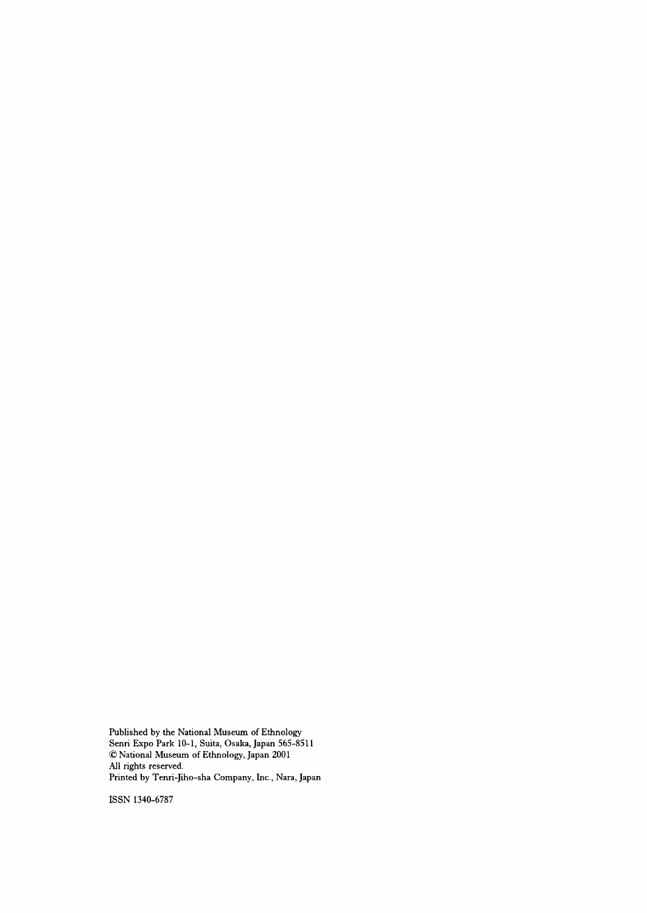Published by the National Museum of Ethnology
Senri Expo Park 10-1, Suita, Osaka, Japan 565-8511
© National Museum of Ethnology, Japan 2001
All rights reserved.
Printed by Tenri-Jiho-sha Company, Inc., Nara, Japan

ISSN 1340-6787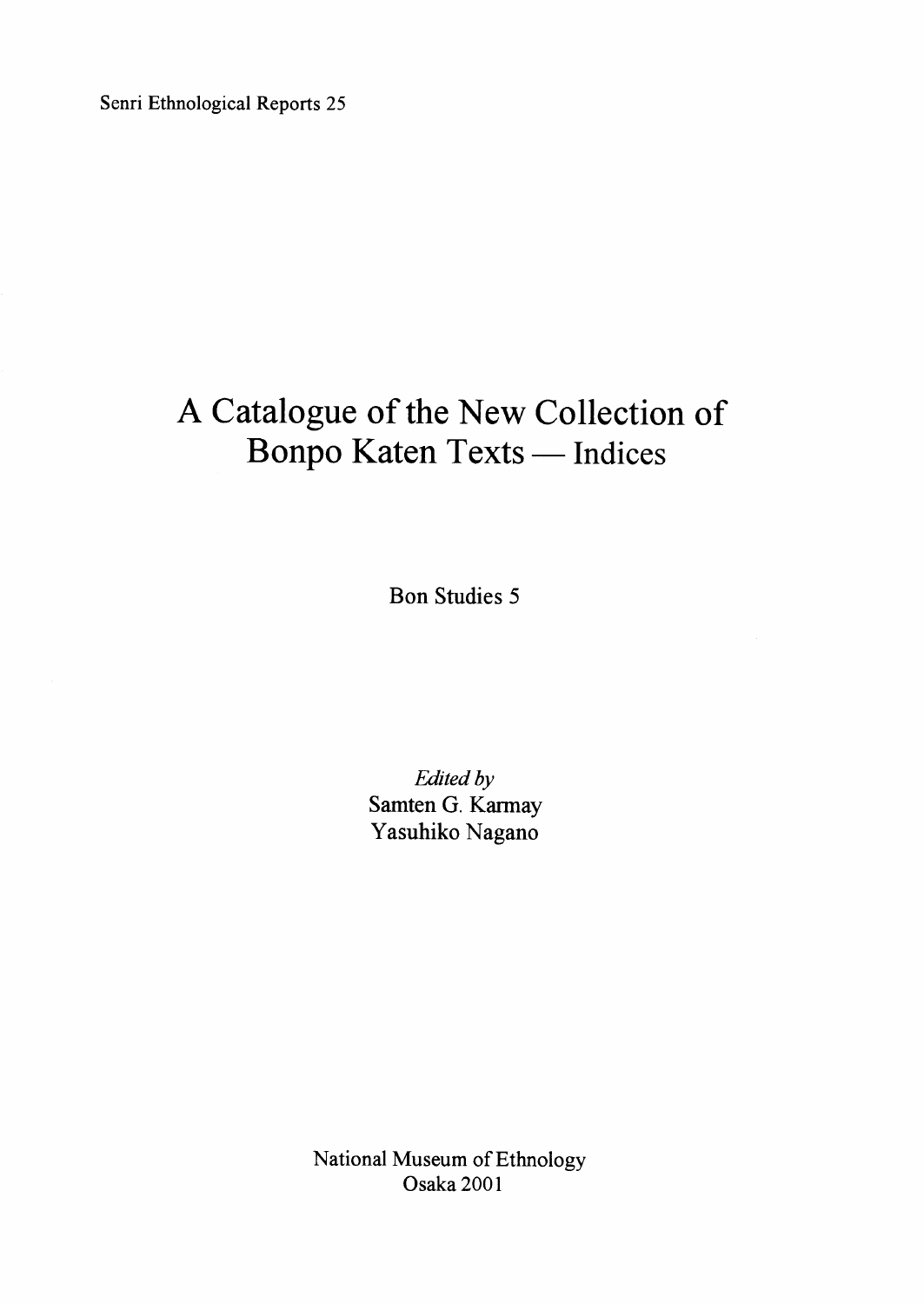Senri Ethnological Reports 25

# A Catalogue of the New Collection of Bonpo Katen Texts — Indices

Bon Studies 5

*Edited by*
Samten G. Karmay
Yasuhiko Nagano

National Museum of Ethnology
Osaka 2001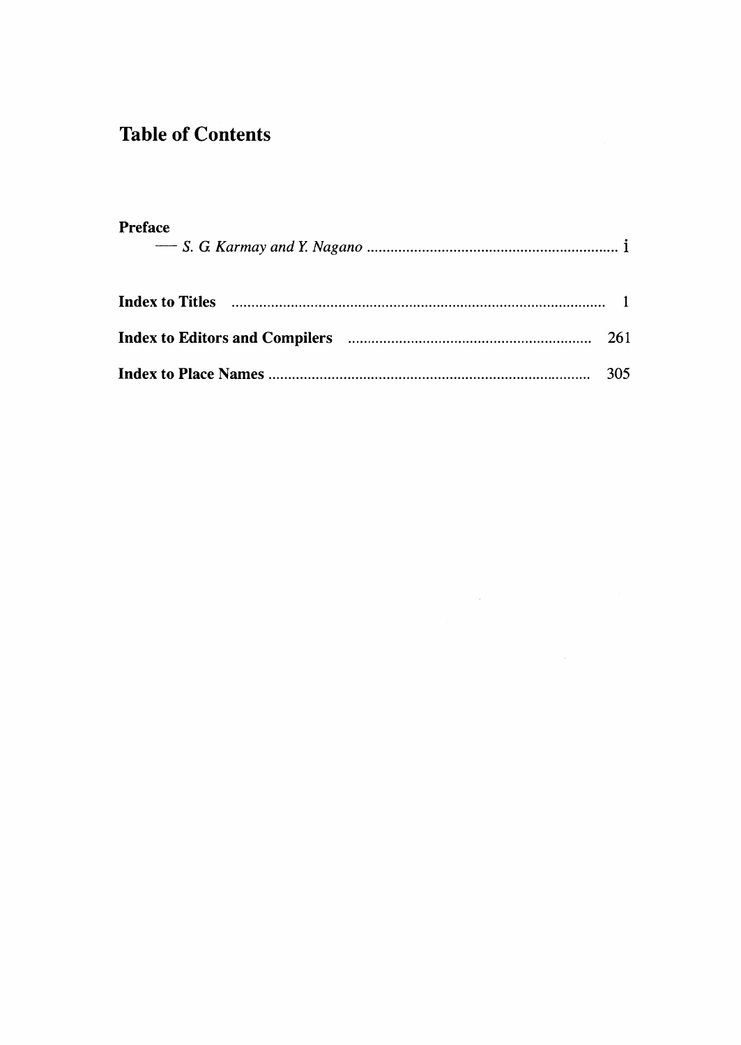# Table of Contents

**Preface**

— *S. G. Karmay and Y. Nagano* ................................................................ i

**Index to Titles** ............................................................................................ 1

**Index to Editors and Compilers** ............................................................. 261

**Index to Place Names** ............................................................................... 305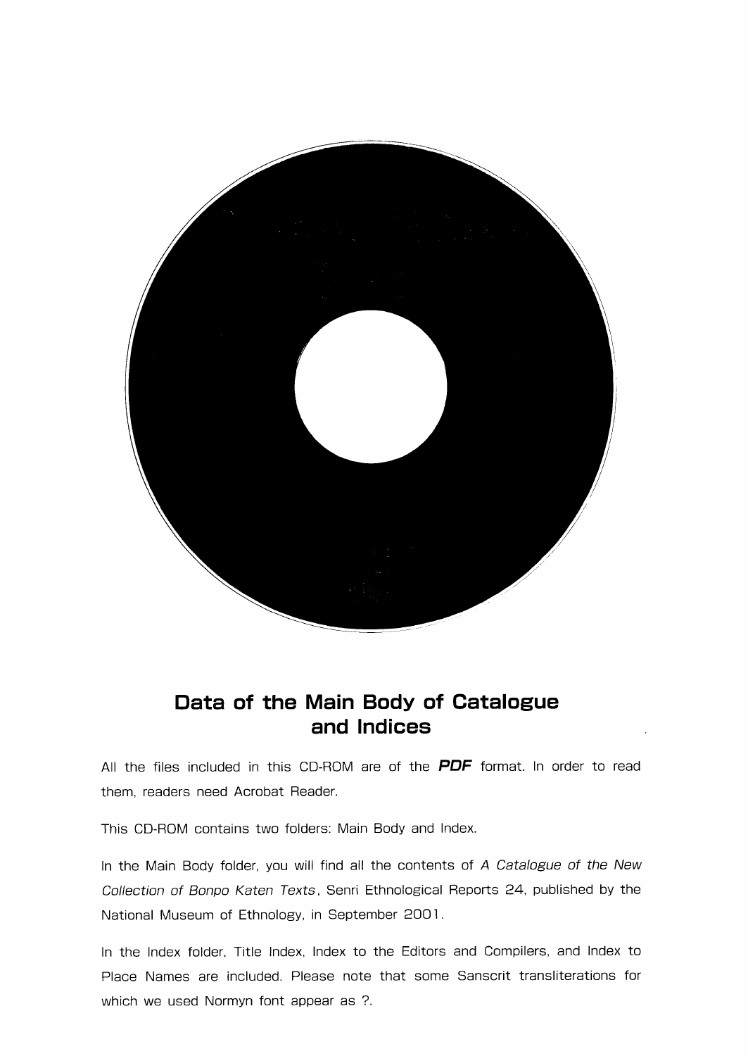## Data of the Main Body of Catalogue and Indices

All the files included in this CD-ROM are of the ***PDF*** format. In order to read them, readers need Acrobat Reader.

This CD-ROM contains two folders: Main Body and Index.

In the Main Body folder, you will find all the contents of *A Catalogue of the New Collection of Bonpo Katen Texts*, Senri Ethnological Reports 24, published by the National Museum of Ethnology, in September 2001.

In the Index folder, Title Index, Index to the Editors and Compilers, and Index to Place Names are included. Please note that some Sanscrit transliterations for which we used Normyn font appear as ?.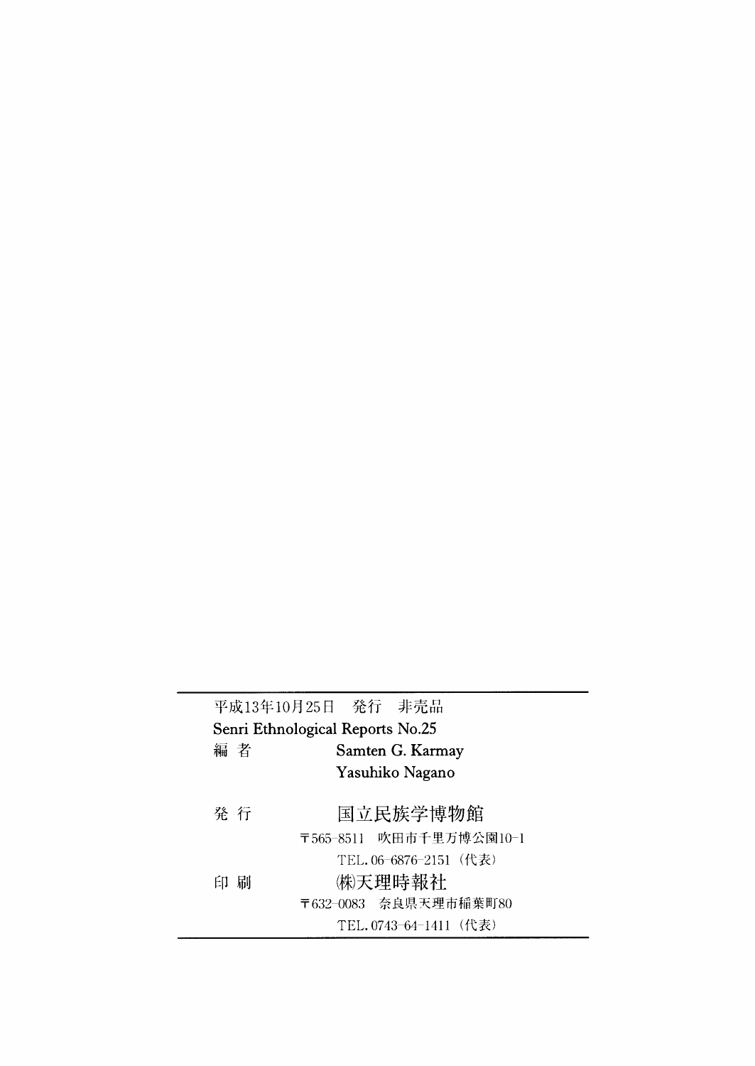平成13年10月25日　発行　非売品

Senri Ethnological Reports No.25

| | |
|---|---|
| 編 者 | Samten G. Karmay |
| | Yasuhiko Nagano |
| 発 行 | 国立民族学博物館 |
| | 〒565-8511　吹田市千里万博公園10-1 |
| | TEL. 06-6876-2151（代表） |
| 印 刷 | ㈱天理時報社 |
| | 〒632-0083　奈良県天理市稲葉町80 |
| | TEL. 0743-64-1411（代表） |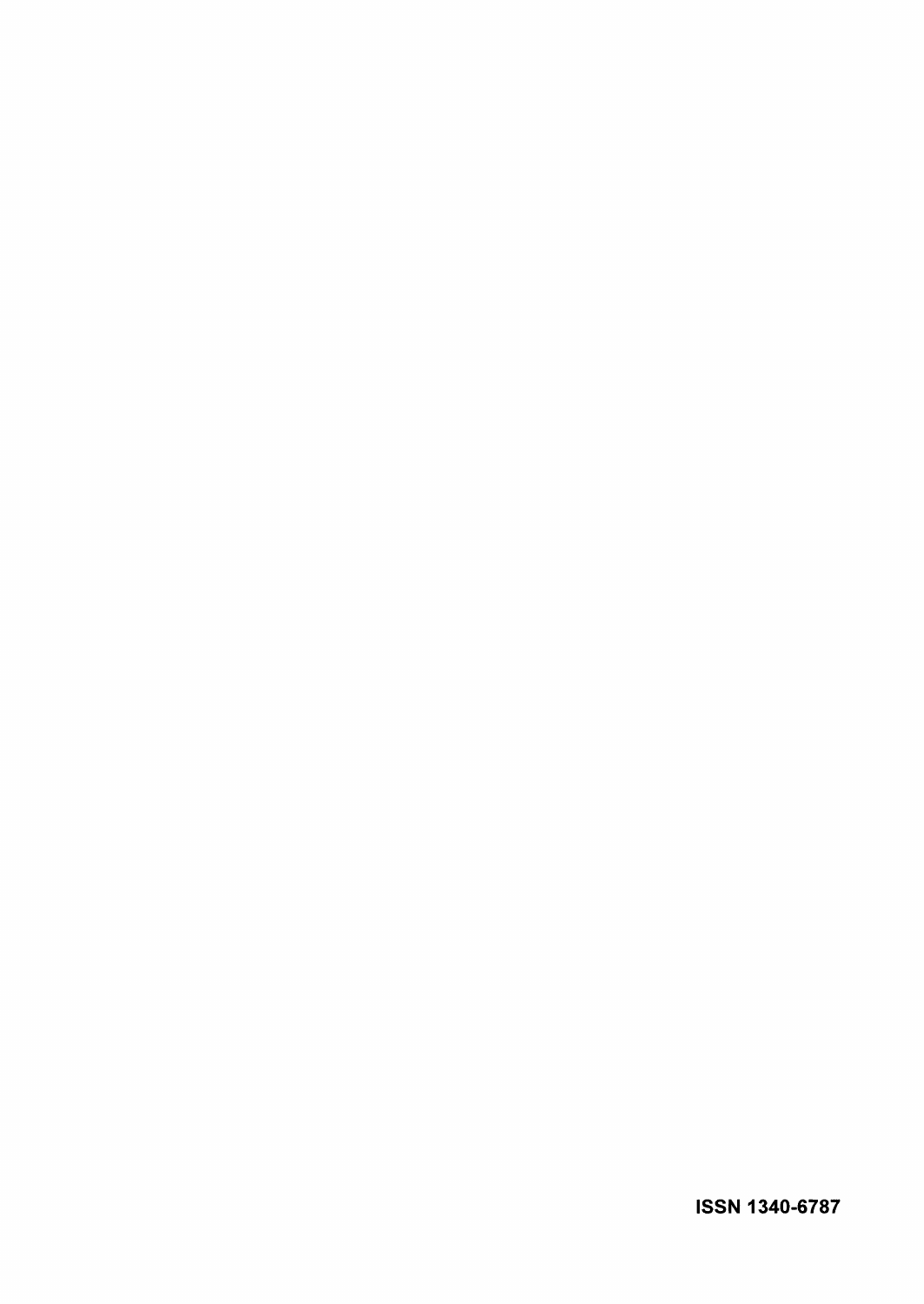**ISSN 1340-6787**